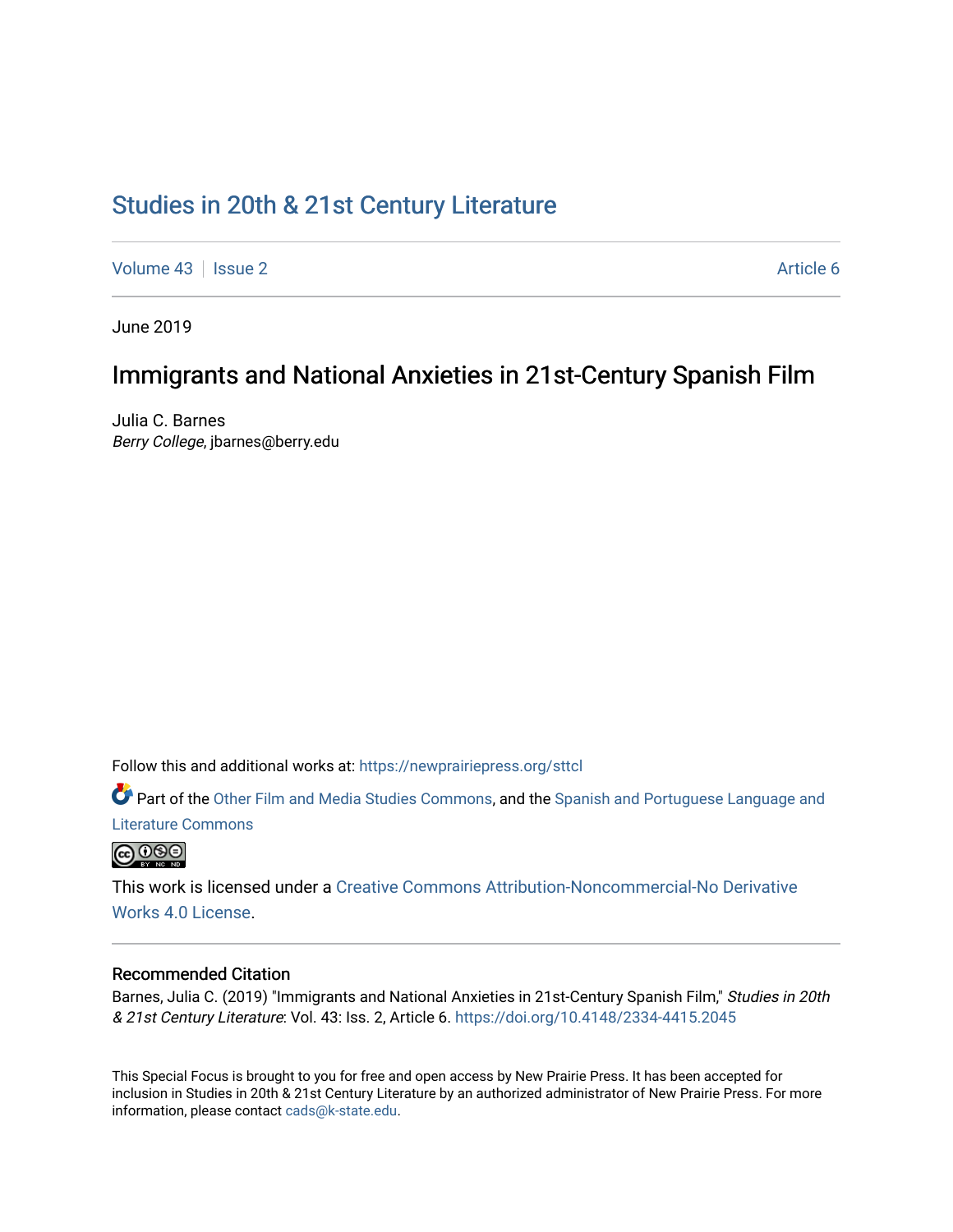# Studies in 20th & 21st Century Literature

Volume 43 | Issue 2 | Article 6

June 2019

## Immigrants and National Anxieties in 21st-Century Spanish Film

Julia C. Barnes
*Berry College*, jbarnes@berry.edu

Follow this and additional works at: https://newprairiepress.org/sttcl

Part of the Other Film and Media Studies Commons, and the Spanish and Portuguese Language and Literature Commons

This work is licensed under a Creative Commons Attribution-Noncommercial-No Derivative Works 4.0 License.

### Recommended Citation

Barnes, Julia C. (2019) "Immigrants and National Anxieties in 21st-Century Spanish Film," *Studies in 20th & 21st Century Literature*: Vol. 43: Iss. 2, Article 6. https://doi.org/10.4148/2334-4415.2045

This Special Focus is brought to you for free and open access by New Prairie Press. It has been accepted for inclusion in Studies in 20th & 21st Century Literature by an authorized administrator of New Prairie Press. For more information, please contact cads@k-state.edu.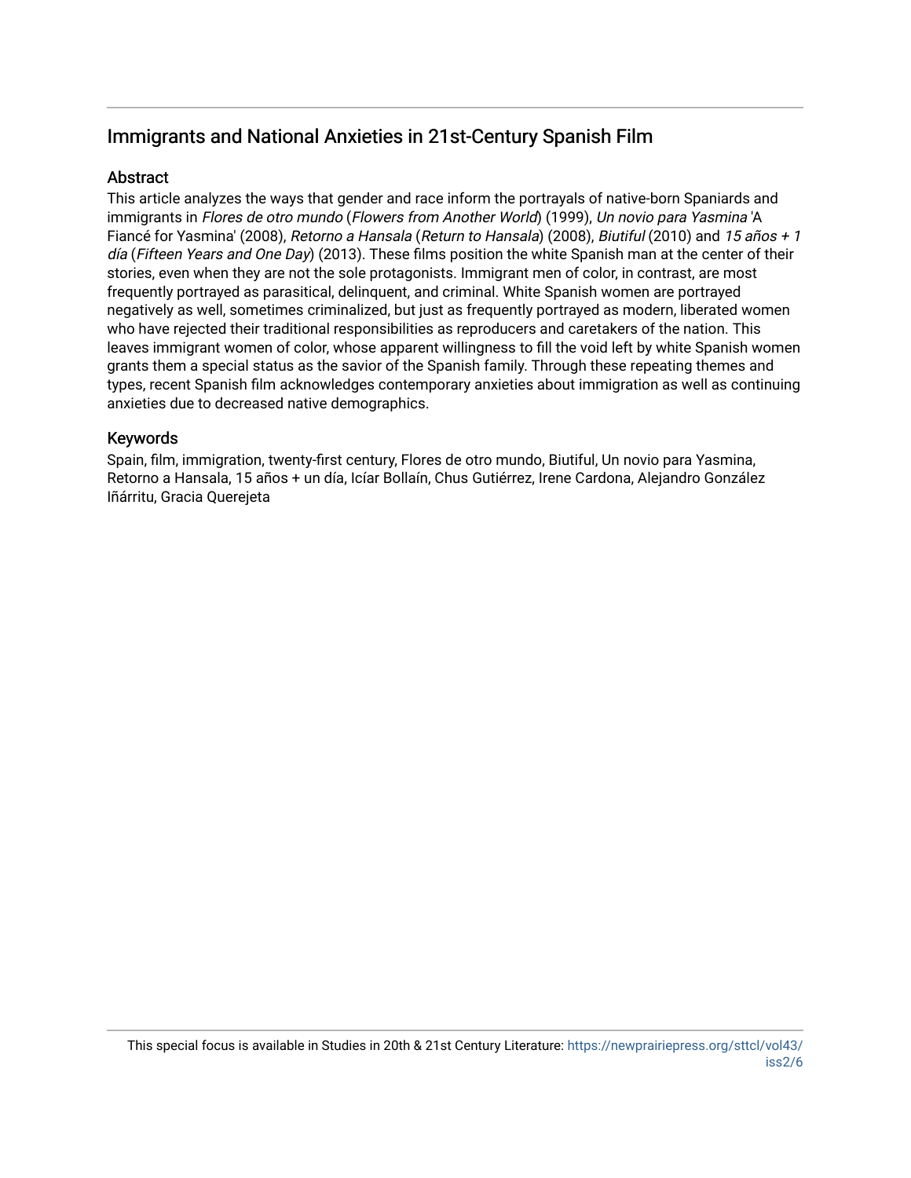# Immigrants and National Anxieties in 21st-Century Spanish Film

## Abstract

This article analyzes the ways that gender and race inform the portrayals of native-born Spaniards and immigrants in *Flores de otro mundo* (*Flowers from Another World*) (1999), *Un novio para Yasmina* 'A Fiancé for Yasmina' (2008), *Retorno a Hansala* (*Return to Hansala*) (2008), *Biutiful* (2010) and *15 años + 1 día* (*Fifteen Years and One Day*) (2013). These films position the white Spanish man at the center of their stories, even when they are not the sole protagonists. Immigrant men of color, in contrast, are most frequently portrayed as parasitical, delinquent, and criminal. White Spanish women are portrayed negatively as well, sometimes criminalized, but just as frequently portrayed as modern, liberated women who have rejected their traditional responsibilities as reproducers and caretakers of the nation. This leaves immigrant women of color, whose apparent willingness to fill the void left by white Spanish women grants them a special status as the savior of the Spanish family. Through these repeating themes and types, recent Spanish film acknowledges contemporary anxieties about immigration as well as continuing anxieties due to decreased native demographics.

## Keywords

Spain, film, immigration, twenty-first century, Flores de otro mundo, Biutiful, Un novio para Yasmina, Retorno a Hansala, 15 años + un día, Icíar Bollaín, Chus Gutiérrez, Irene Cardona, Alejandro González Iñárritu, Gracia Querejeta

This special focus is available in Studies in 20th & 21st Century Literature: https://newprairiepress.org/sttcl/vol43/iss2/6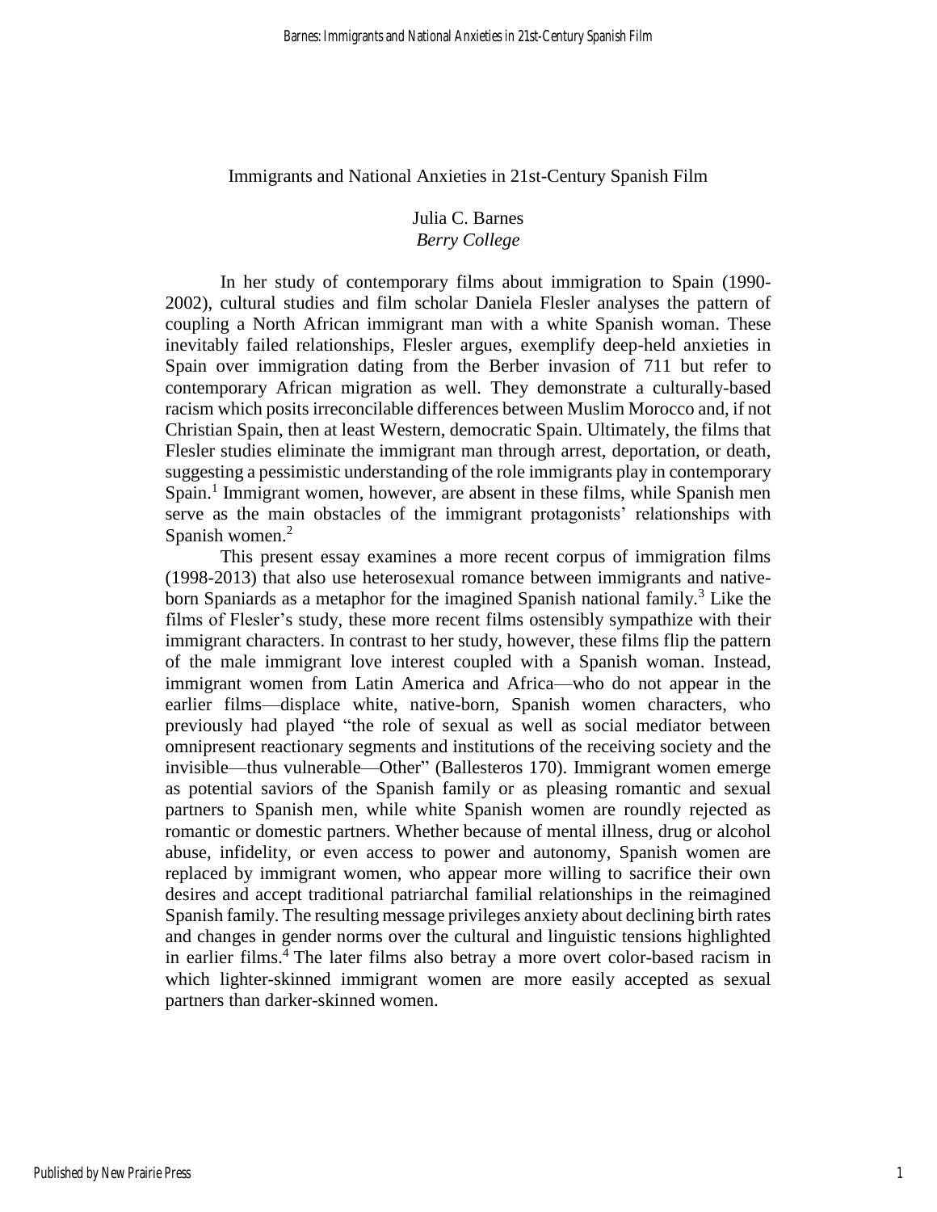# Immigrants and National Anxieties in 21st-Century Spanish Film

Julia C. Barnes
*Berry College*

In her study of contemporary films about immigration to Spain (1990-2002), cultural studies and film scholar Daniela Flesler analyses the pattern of coupling a North African immigrant man with a white Spanish woman. These inevitably failed relationships, Flesler argues, exemplify deep-held anxieties in Spain over immigration dating from the Berber invasion of 711 but refer to contemporary African migration as well. They demonstrate a culturally-based racism which posits irreconcilable differences between Muslim Morocco and, if not Christian Spain, then at least Western, democratic Spain. Ultimately, the films that Flesler studies eliminate the immigrant man through arrest, deportation, or death, suggesting a pessimistic understanding of the role immigrants play in contemporary Spain.[1] Immigrant women, however, are absent in these films, while Spanish men serve as the main obstacles of the immigrant protagonists' relationships with Spanish women.[2]

This present essay examines a more recent corpus of immigration films (1998-2013) that also use heterosexual romance between immigrants and native-born Spaniards as a metaphor for the imagined Spanish national family.[3] Like the films of Flesler's study, these more recent films ostensibly sympathize with their immigrant characters. In contrast to her study, however, these films flip the pattern of the male immigrant love interest coupled with a Spanish woman. Instead, immigrant women from Latin America and Africa—who do not appear in the earlier films—displace white, native-born, Spanish women characters, who previously had played "the role of sexual as well as social mediator between omnipresent reactionary segments and institutions of the receiving society and the invisible—thus vulnerable—Other" (Ballesteros 170). Immigrant women emerge as potential saviors of the Spanish family or as pleasing romantic and sexual partners to Spanish men, while white Spanish women are roundly rejected as romantic or domestic partners. Whether because of mental illness, drug or alcohol abuse, infidelity, or even access to power and autonomy, Spanish women are replaced by immigrant women, who appear more willing to sacrifice their own desires and accept traditional patriarchal familial relationships in the reimagined Spanish family. The resulting message privileges anxiety about declining birth rates and changes in gender norms over the cultural and linguistic tensions highlighted in earlier films.[4] The later films also betray a more overt color-based racism in which lighter-skinned immigrant women are more easily accepted as sexual partners than darker-skinned women.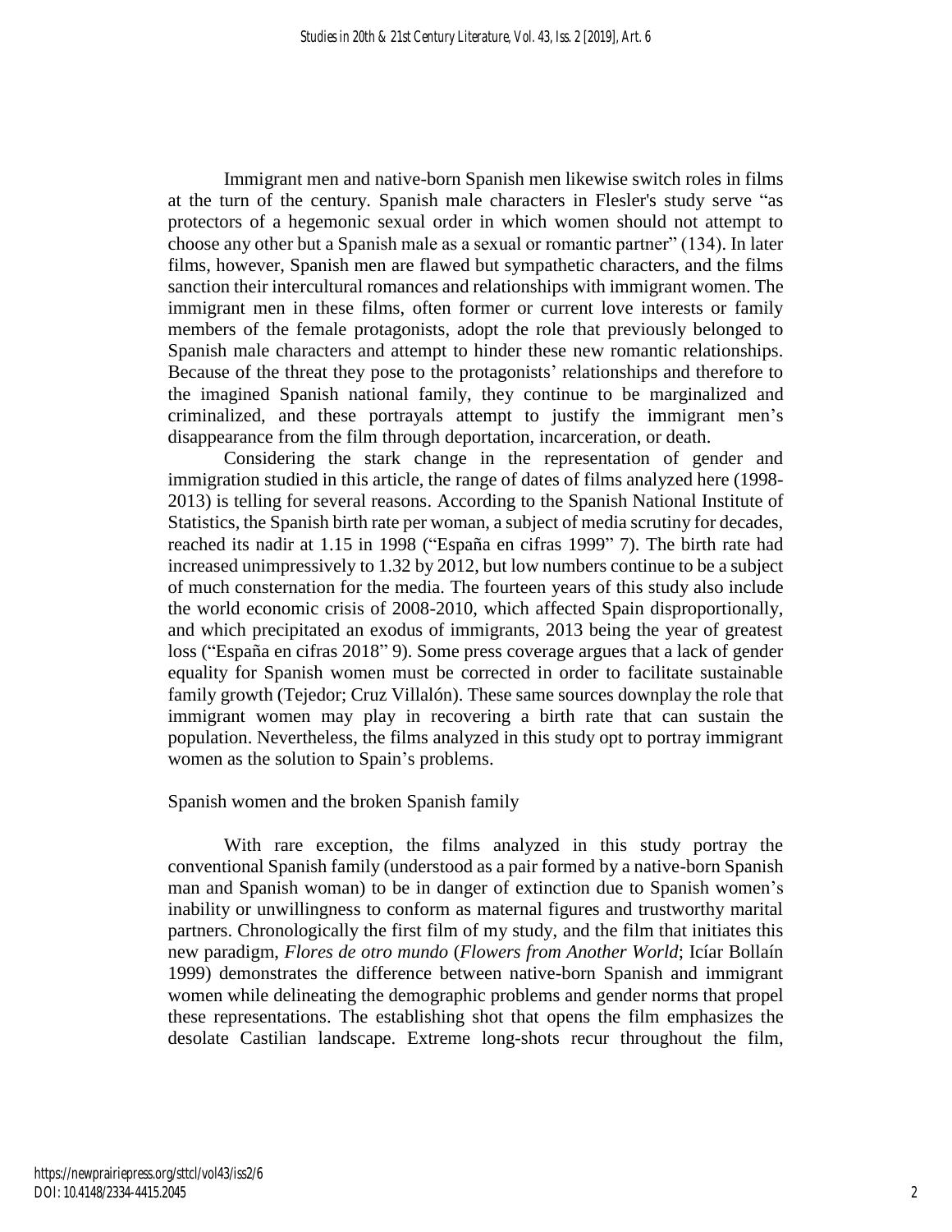Immigrant men and native-born Spanish men likewise switch roles in films at the turn of the century. Spanish male characters in Flesler's study serve "as protectors of a hegemonic sexual order in which women should not attempt to choose any other but a Spanish male as a sexual or romantic partner" (134). In later films, however, Spanish men are flawed but sympathetic characters, and the films sanction their intercultural romances and relationships with immigrant women. The immigrant men in these films, often former or current love interests or family members of the female protagonists, adopt the role that previously belonged to Spanish male characters and attempt to hinder these new romantic relationships. Because of the threat they pose to the protagonists' relationships and therefore to the imagined Spanish national family, they continue to be marginalized and criminalized, and these portrayals attempt to justify the immigrant men's disappearance from the film through deportation, incarceration, or death.

Considering the stark change in the representation of gender and immigration studied in this article, the range of dates of films analyzed here (1998-2013) is telling for several reasons. According to the Spanish National Institute of Statistics, the Spanish birth rate per woman, a subject of media scrutiny for decades, reached its nadir at 1.15 in 1998 ("España en cifras 1999" 7). The birth rate had increased unimpressively to 1.32 by 2012, but low numbers continue to be a subject of much consternation for the media. The fourteen years of this study also include the world economic crisis of 2008-2010, which affected Spain disproportionally, and which precipitated an exodus of immigrants, 2013 being the year of greatest loss ("España en cifras 2018" 9). Some press coverage argues that a lack of gender equality for Spanish women must be corrected in order to facilitate sustainable family growth (Tejedor; Cruz Villalón). These same sources downplay the role that immigrant women may play in recovering a birth rate that can sustain the population. Nevertheless, the films analyzed in this study opt to portray immigrant women as the solution to Spain's problems.

## Spanish women and the broken Spanish family

With rare exception, the films analyzed in this study portray the conventional Spanish family (understood as a pair formed by a native-born Spanish man and Spanish woman) to be in danger of extinction due to Spanish women's inability or unwillingness to conform as maternal figures and trustworthy marital partners. Chronologically the first film of my study, and the film that initiates this new paradigm, *Flores de otro mundo* (*Flowers from Another World*; Icíar Bollaín 1999) demonstrates the difference between native-born Spanish and immigrant women while delineating the demographic problems and gender norms that propel these representations. The establishing shot that opens the film emphasizes the desolate Castilian landscape. Extreme long-shots recur throughout the film,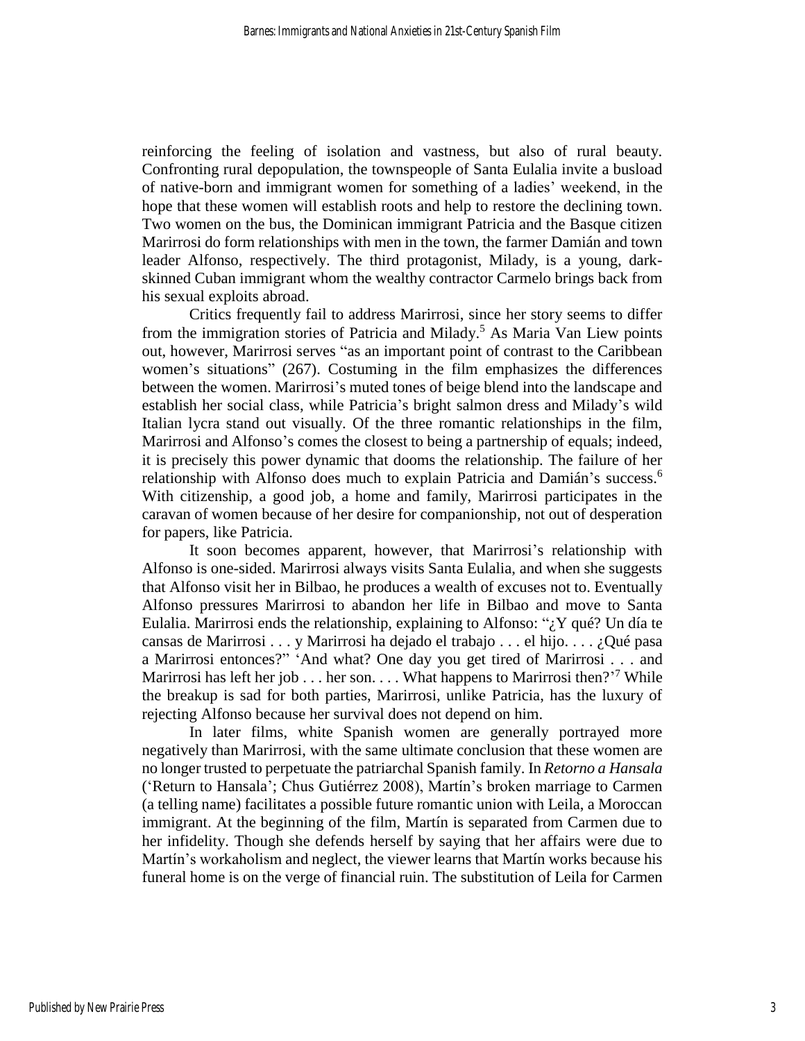reinforcing the feeling of isolation and vastness, but also of rural beauty. Confronting rural depopulation, the townspeople of Santa Eulalia invite a busload of native-born and immigrant women for something of a ladies' weekend, in the hope that these women will establish roots and help to restore the declining town. Two women on the bus, the Dominican immigrant Patricia and the Basque citizen Marirrosi do form relationships with men in the town, the farmer Damián and town leader Alfonso, respectively. The third protagonist, Milady, is a young, dark-skinned Cuban immigrant whom the wealthy contractor Carmelo brings back from his sexual exploits abroad.

Critics frequently fail to address Marirrosi, since her story seems to differ from the immigration stories of Patricia and Milady.[5] As Maria Van Liew points out, however, Marirrosi serves "as an important point of contrast to the Caribbean women's situations" (267). Costuming in the film emphasizes the differences between the women. Marirrosi's muted tones of beige blend into the landscape and establish her social class, while Patricia's bright salmon dress and Milady's wild Italian lycra stand out visually. Of the three romantic relationships in the film, Marirrosi and Alfonso's comes the closest to being a partnership of equals; indeed, it is precisely this power dynamic that dooms the relationship. The failure of her relationship with Alfonso does much to explain Patricia and Damián's success.[6] With citizenship, a good job, a home and family, Marirrosi participates in the caravan of women because of her desire for companionship, not out of desperation for papers, like Patricia.

It soon becomes apparent, however, that Marirrosi's relationship with Alfonso is one-sided. Marirrosi always visits Santa Eulalia, and when she suggests that Alfonso visit her in Bilbao, he produces a wealth of excuses not to. Eventually Alfonso pressures Marirrosi to abandon her life in Bilbao and move to Santa Eulalia. Marirrosi ends the relationship, explaining to Alfonso: "¿Y qué? Un día te cansas de Marirrosi . . . y Marirrosi ha dejado el trabajo . . . el hijo. . . . ¿Qué pasa a Marirrosi entonces?" 'And what? One day you get tired of Marirrosi . . . and Marirrosi has left her job . . . her son. . . . What happens to Marirrosi then?'[7] While the breakup is sad for both parties, Marirrosi, unlike Patricia, has the luxury of rejecting Alfonso because her survival does not depend on him.

In later films, white Spanish women are generally portrayed more negatively than Marirrosi, with the same ultimate conclusion that these women are no longer trusted to perpetuate the patriarchal Spanish family. In *Retorno a Hansala* ('Return to Hansala'; Chus Gutiérrez 2008), Martín's broken marriage to Carmen (a telling name) facilitates a possible future romantic union with Leila, a Moroccan immigrant. At the beginning of the film, Martín is separated from Carmen due to her infidelity. Though she defends herself by saying that her affairs were due to Martín's workaholism and neglect, the viewer learns that Martín works because his funeral home is on the verge of financial ruin. The substitution of Leila for Carmen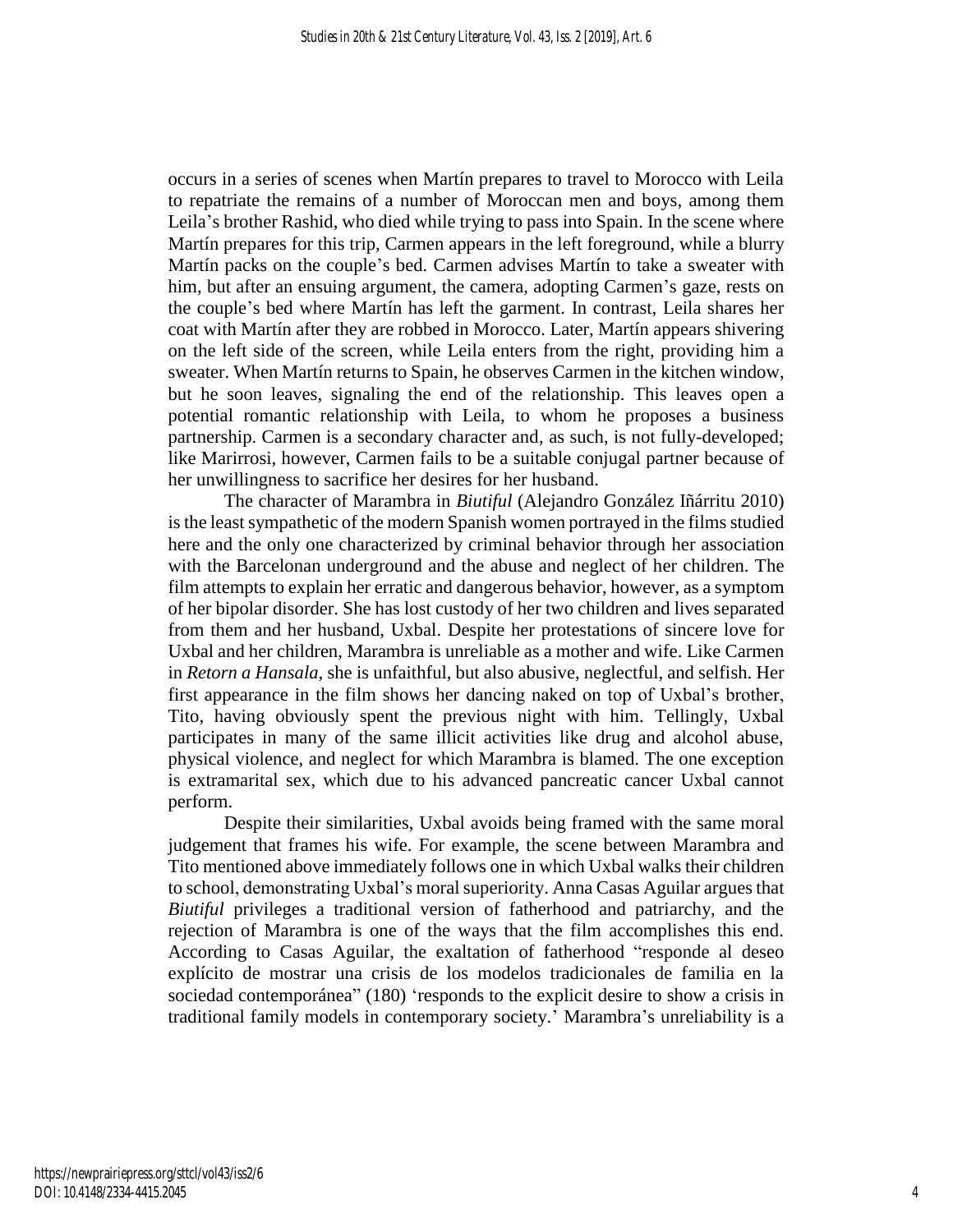occurs in a series of scenes when Martín prepares to travel to Morocco with Leila to repatriate the remains of a number of Moroccan men and boys, among them Leila's brother Rashid, who died while trying to pass into Spain. In the scene where Martín prepares for this trip, Carmen appears in the left foreground, while a blurry Martín packs on the couple's bed. Carmen advises Martín to take a sweater with him, but after an ensuing argument, the camera, adopting Carmen's gaze, rests on the couple's bed where Martín has left the garment. In contrast, Leila shares her coat with Martín after they are robbed in Morocco. Later, Martín appears shivering on the left side of the screen, while Leila enters from the right, providing him a sweater. When Martín returns to Spain, he observes Carmen in the kitchen window, but he soon leaves, signaling the end of the relationship. This leaves open a potential romantic relationship with Leila, to whom he proposes a business partnership. Carmen is a secondary character and, as such, is not fully-developed; like Marirrosi, however, Carmen fails to be a suitable conjugal partner because of her unwillingness to sacrifice her desires for her husband.

The character of Marambra in *Biutiful* (Alejandro González Iñárritu 2010) is the least sympathetic of the modern Spanish women portrayed in the films studied here and the only one characterized by criminal behavior through her association with the Barcelonan underground and the abuse and neglect of her children. The film attempts to explain her erratic and dangerous behavior, however, as a symptom of her bipolar disorder. She has lost custody of her two children and lives separated from them and her husband, Uxbal. Despite her protestations of sincere love for Uxbal and her children, Marambra is unreliable as a mother and wife. Like Carmen in *Retorn a Hansala*, she is unfaithful, but also abusive, neglectful, and selfish. Her first appearance in the film shows her dancing naked on top of Uxbal's brother, Tito, having obviously spent the previous night with him. Tellingly, Uxbal participates in many of the same illicit activities like drug and alcohol abuse, physical violence, and neglect for which Marambra is blamed. The one exception is extramarital sex, which due to his advanced pancreatic cancer Uxbal cannot perform.

Despite their similarities, Uxbal avoids being framed with the same moral judgement that frames his wife. For example, the scene between Marambra and Tito mentioned above immediately follows one in which Uxbal walks their children to school, demonstrating Uxbal's moral superiority. Anna Casas Aguilar argues that *Biutiful* privileges a traditional version of fatherhood and patriarchy, and the rejection of Marambra is one of the ways that the film accomplishes this end. According to Casas Aguilar, the exaltation of fatherhood "responde al deseo explícito de mostrar una crisis de los modelos tradicionales de familia en la sociedad contemporánea" (180) 'responds to the explicit desire to show a crisis in traditional family models in contemporary society.' Marambra's unreliability is a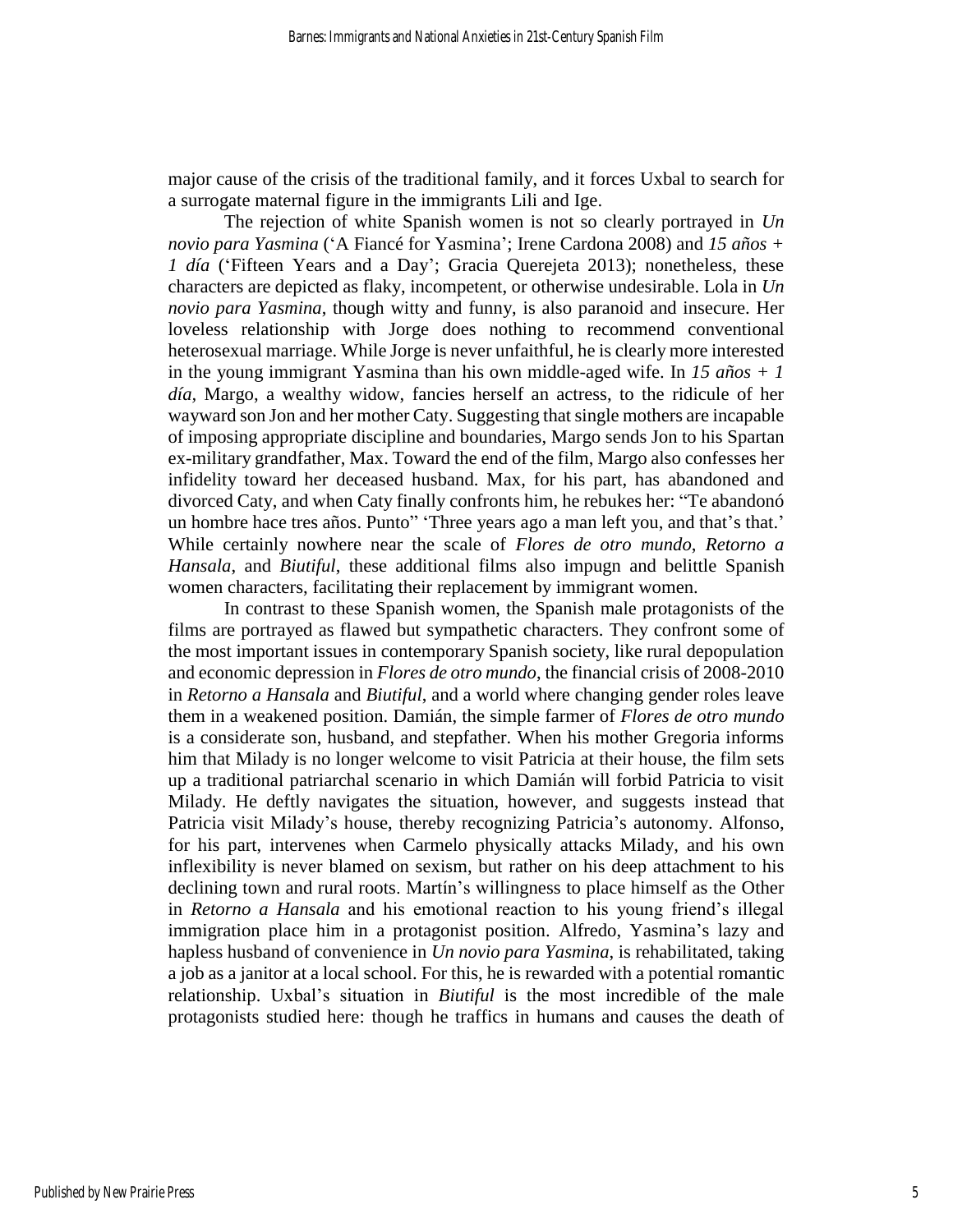major cause of the crisis of the traditional family, and it forces Uxbal to search for a surrogate maternal figure in the immigrants Lili and Ige.

The rejection of white Spanish women is not so clearly portrayed in *Un novio para Yasmina* ('A Fiancé for Yasmina'; Irene Cardona 2008) and *15 años + 1 día* ('Fifteen Years and a Day'; Gracia Querejeta 2013); nonetheless, these characters are depicted as flaky, incompetent, or otherwise undesirable. Lola in *Un novio para Yasmina*, though witty and funny, is also paranoid and insecure. Her loveless relationship with Jorge does nothing to recommend conventional heterosexual marriage. While Jorge is never unfaithful, he is clearly more interested in the young immigrant Yasmina than his own middle-aged wife. In *15 años + 1 día*, Margo, a wealthy widow, fancies herself an actress, to the ridicule of her wayward son Jon and her mother Caty. Suggesting that single mothers are incapable of imposing appropriate discipline and boundaries, Margo sends Jon to his Spartan ex-military grandfather, Max. Toward the end of the film, Margo also confesses her infidelity toward her deceased husband. Max, for his part, has abandoned and divorced Caty, and when Caty finally confronts him, he rebukes her: "Te abandonó un hombre hace tres años. Punto" 'Three years ago a man left you, and that's that.' While certainly nowhere near the scale of *Flores de otro mundo*, *Retorno a Hansala*, and *Biutiful*, these additional films also impugn and belittle Spanish women characters, facilitating their replacement by immigrant women.

In contrast to these Spanish women, the Spanish male protagonists of the films are portrayed as flawed but sympathetic characters. They confront some of the most important issues in contemporary Spanish society, like rural depopulation and economic depression in *Flores de otro mundo*, the financial crisis of 2008-2010 in *Retorno a Hansala* and *Biutiful*, and a world where changing gender roles leave them in a weakened position. Damián, the simple farmer of *Flores de otro mundo* is a considerate son, husband, and stepfather. When his mother Gregoria informs him that Milady is no longer welcome to visit Patricia at their house, the film sets up a traditional patriarchal scenario in which Damián will forbid Patricia to visit Milady. He deftly navigates the situation, however, and suggests instead that Patricia visit Milady's house, thereby recognizing Patricia's autonomy. Alfonso, for his part, intervenes when Carmelo physically attacks Milady, and his own inflexibility is never blamed on sexism, but rather on his deep attachment to his declining town and rural roots. Martín's willingness to place himself as the Other in *Retorno a Hansala* and his emotional reaction to his young friend's illegal immigration place him in a protagonist position. Alfredo, Yasmina's lazy and hapless husband of convenience in *Un novio para Yasmina*, is rehabilitated, taking a job as a janitor at a local school. For this, he is rewarded with a potential romantic relationship. Uxbal's situation in *Biutiful* is the most incredible of the male protagonists studied here: though he traffics in humans and causes the death of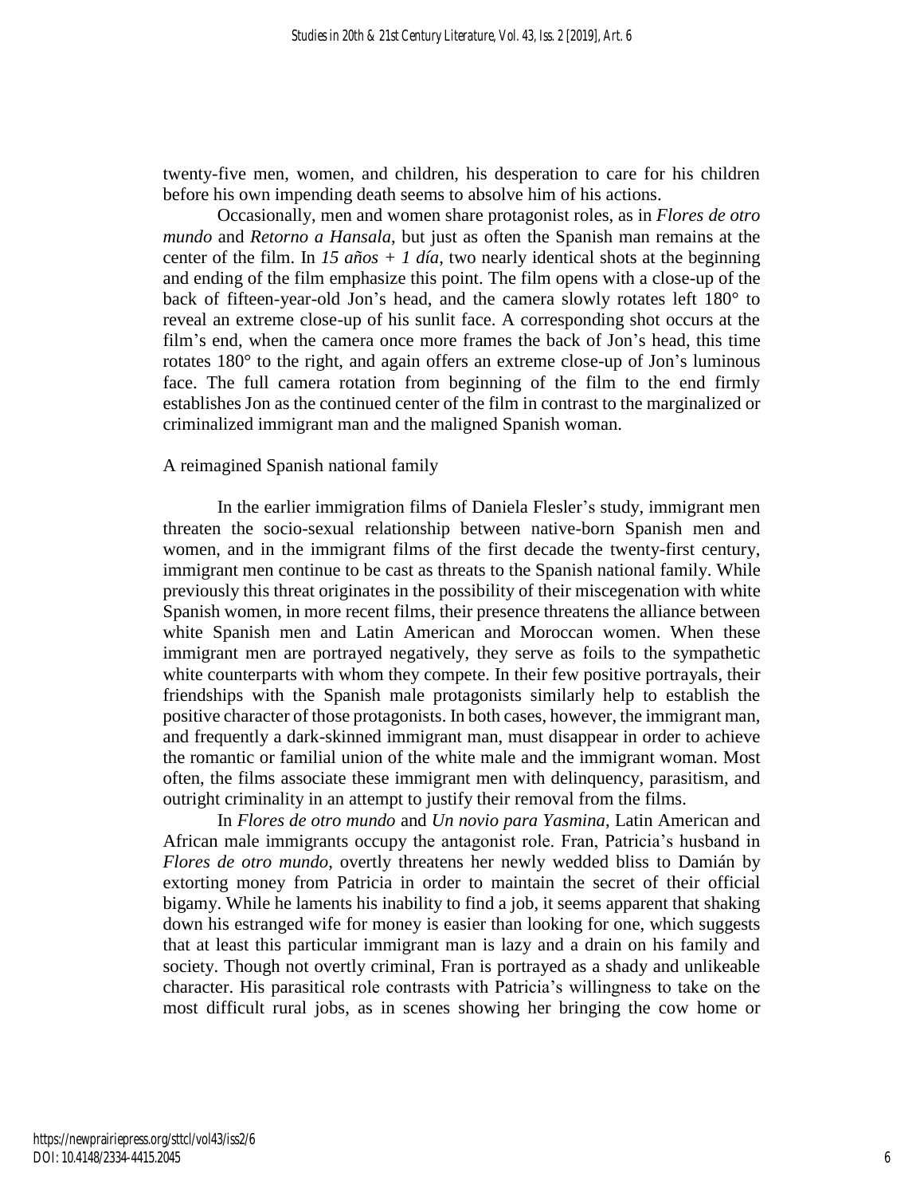twenty-five men, women, and children, his desperation to care for his children before his own impending death seems to absolve him of his actions.

Occasionally, men and women share protagonist roles, as in *Flores de otro mundo* and *Retorno a Hansala*, but just as often the Spanish man remains at the center of the film. In *15 años + 1 día*, two nearly identical shots at the beginning and ending of the film emphasize this point. The film opens with a close-up of the back of fifteen-year-old Jon's head, and the camera slowly rotates left 180° to reveal an extreme close-up of his sunlit face. A corresponding shot occurs at the film's end, when the camera once more frames the back of Jon's head, this time rotates 180° to the right, and again offers an extreme close-up of Jon's luminous face. The full camera rotation from beginning of the film to the end firmly establishes Jon as the continued center of the film in contrast to the marginalized or criminalized immigrant man and the maligned Spanish woman.

## A reimagined Spanish national family

In the earlier immigration films of Daniela Flesler's study, immigrant men threaten the socio-sexual relationship between native-born Spanish men and women, and in the immigrant films of the first decade the twenty-first century, immigrant men continue to be cast as threats to the Spanish national family. While previously this threat originates in the possibility of their miscegenation with white Spanish women, in more recent films, their presence threatens the alliance between white Spanish men and Latin American and Moroccan women. When these immigrant men are portrayed negatively, they serve as foils to the sympathetic white counterparts with whom they compete. In their few positive portrayals, their friendships with the Spanish male protagonists similarly help to establish the positive character of those protagonists. In both cases, however, the immigrant man, and frequently a dark-skinned immigrant man, must disappear in order to achieve the romantic or familial union of the white male and the immigrant woman. Most often, the films associate these immigrant men with delinquency, parasitism, and outright criminality in an attempt to justify their removal from the films.

In *Flores de otro mundo* and *Un novio para Yasmina*, Latin American and African male immigrants occupy the antagonist role. Fran, Patricia's husband in *Flores de otro mundo*, overtly threatens her newly wedded bliss to Damián by extorting money from Patricia in order to maintain the secret of their official bigamy. While he laments his inability to find a job, it seems apparent that shaking down his estranged wife for money is easier than looking for one, which suggests that at least this particular immigrant man is lazy and a drain on his family and society. Though not overtly criminal, Fran is portrayed as a shady and unlikeable character. His parasitical role contrasts with Patricia's willingness to take on the most difficult rural jobs, as in scenes showing her bringing the cow home or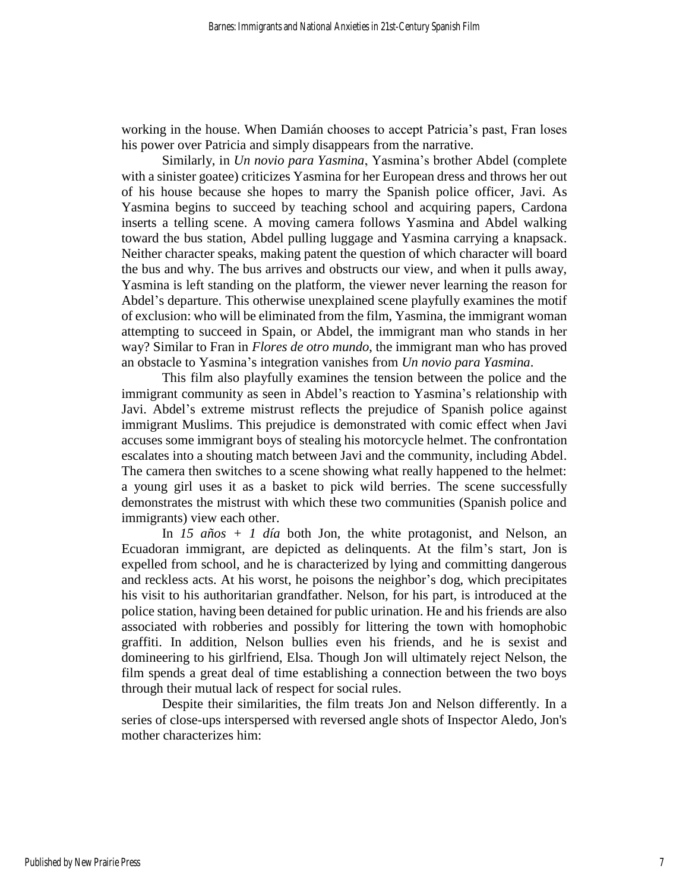working in the house. When Damián chooses to accept Patricia's past, Fran loses his power over Patricia and simply disappears from the narrative.

Similarly, in *Un novio para Yasmina*, Yasmina's brother Abdel (complete with a sinister goatee) criticizes Yasmina for her European dress and throws her out of his house because she hopes to marry the Spanish police officer, Javi. As Yasmina begins to succeed by teaching school and acquiring papers, Cardona inserts a telling scene. A moving camera follows Yasmina and Abdel walking toward the bus station, Abdel pulling luggage and Yasmina carrying a knapsack. Neither character speaks, making patent the question of which character will board the bus and why. The bus arrives and obstructs our view, and when it pulls away, Yasmina is left standing on the platform, the viewer never learning the reason for Abdel's departure. This otherwise unexplained scene playfully examines the motif of exclusion: who will be eliminated from the film, Yasmina, the immigrant woman attempting to succeed in Spain, or Abdel, the immigrant man who stands in her way? Similar to Fran in *Flores de otro mundo*, the immigrant man who has proved an obstacle to Yasmina's integration vanishes from *Un novio para Yasmina*.

This film also playfully examines the tension between the police and the immigrant community as seen in Abdel's reaction to Yasmina's relationship with Javi. Abdel's extreme mistrust reflects the prejudice of Spanish police against immigrant Muslims. This prejudice is demonstrated with comic effect when Javi accuses some immigrant boys of stealing his motorcycle helmet. The confrontation escalates into a shouting match between Javi and the community, including Abdel. The camera then switches to a scene showing what really happened to the helmet: a young girl uses it as a basket to pick wild berries. The scene successfully demonstrates the mistrust with which these two communities (Spanish police and immigrants) view each other.

In *15 años + 1 día* both Jon, the white protagonist, and Nelson, an Ecuadoran immigrant, are depicted as delinquents. At the film's start, Jon is expelled from school, and he is characterized by lying and committing dangerous and reckless acts. At his worst, he poisons the neighbor's dog, which precipitates his visit to his authoritarian grandfather. Nelson, for his part, is introduced at the police station, having been detained for public urination. He and his friends are also associated with robberies and possibly for littering the town with homophobic graffiti. In addition, Nelson bullies even his friends, and he is sexist and domineering to his girlfriend, Elsa. Though Jon will ultimately reject Nelson, the film spends a great deal of time establishing a connection between the two boys through their mutual lack of respect for social rules.

Despite their similarities, the film treats Jon and Nelson differently. In a series of close-ups interspersed with reversed angle shots of Inspector Aledo, Jon's mother characterizes him: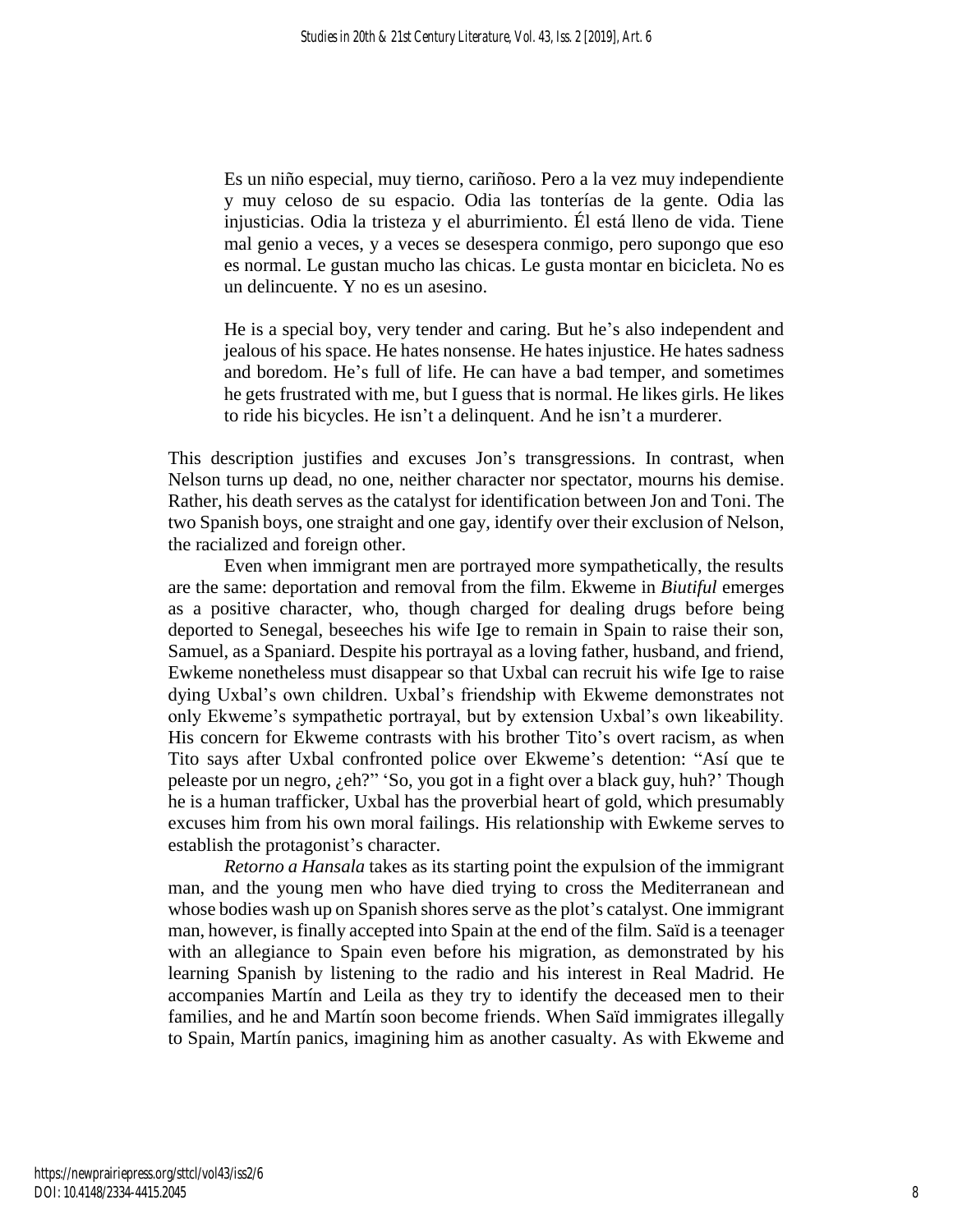> Es un niño especial, muy tierno, cariñoso. Pero a la vez muy independiente y muy celoso de su espacio. Odia las tonterías de la gente. Odia las injusticias. Odia la tristeza y el aburrimiento. Él está lleno de vida. Tiene mal genio a veces, y a veces se desespera conmigo, pero supongo que eso es normal. Le gustan mucho las chicas. Le gusta montar en bicicleta. No es un delincuente. Y no es un asesino.
>
> He is a special boy, very tender and caring. But he's also independent and jealous of his space. He hates nonsense. He hates injustice. He hates sadness and boredom. He's full of life. He can have a bad temper, and sometimes he gets frustrated with me, but I guess that is normal. He likes girls. He likes to ride his bicycles. He isn't a delinquent. And he isn't a murderer.

This description justifies and excuses Jon's transgressions. In contrast, when Nelson turns up dead, no one, neither character nor spectator, mourns his demise. Rather, his death serves as the catalyst for identification between Jon and Toni. The two Spanish boys, one straight and one gay, identify over their exclusion of Nelson, the racialized and foreign other.

Even when immigrant men are portrayed more sympathetically, the results are the same: deportation and removal from the film. Ekweme in *Biutiful* emerges as a positive character, who, though charged for dealing drugs before being deported to Senegal, beseeches his wife Ige to remain in Spain to raise their son, Samuel, as a Spaniard. Despite his portrayal as a loving father, husband, and friend, Ewkeme nonetheless must disappear so that Uxbal can recruit his wife Ige to raise dying Uxbal's own children. Uxbal's friendship with Ekweme demonstrates not only Ekweme's sympathetic portrayal, but by extension Uxbal's own likeability. His concern for Ekweme contrasts with his brother Tito's overt racism, as when Tito says after Uxbal confronted police over Ekweme's detention: "Así que te peleaste por un negro, ¿eh?" 'So, you got in a fight over a black guy, huh?' Though he is a human trafficker, Uxbal has the proverbial heart of gold, which presumably excuses him from his own moral failings. His relationship with Ewkeme serves to establish the protagonist's character.

*Retorno a Hansala* takes as its starting point the expulsion of the immigrant man, and the young men who have died trying to cross the Mediterranean and whose bodies wash up on Spanish shores serve as the plot's catalyst. One immigrant man, however, is finally accepted into Spain at the end of the film. Saïd is a teenager with an allegiance to Spain even before his migration, as demonstrated by his learning Spanish by listening to the radio and his interest in Real Madrid. He accompanies Martín and Leila as they try to identify the deceased men to their families, and he and Martín soon become friends. When Saïd immigrates illegally to Spain, Martín panics, imagining him as another casualty. As with Ekweme and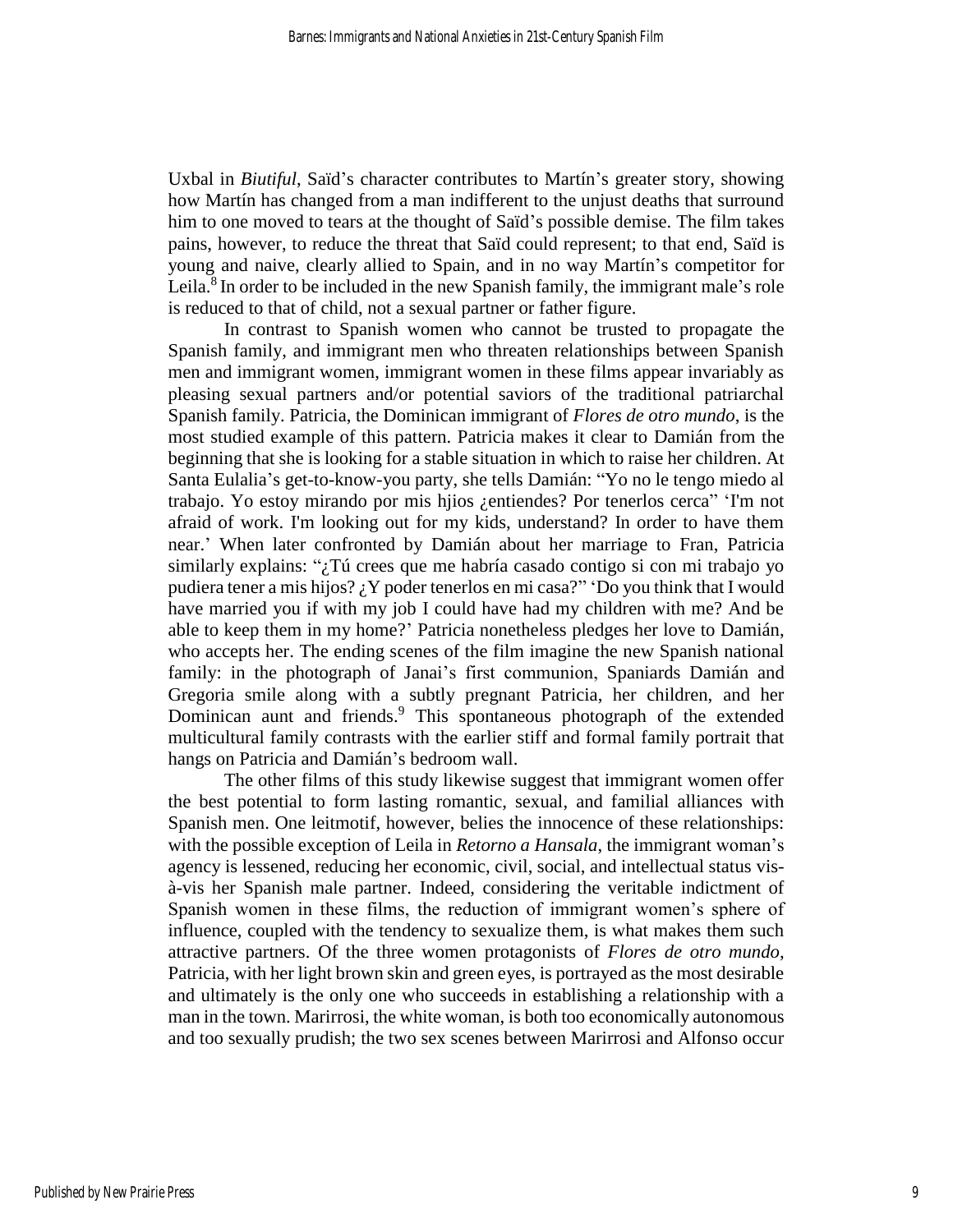Uxbal in *Biutiful*, Saïd's character contributes to Martín's greater story, showing how Martín has changed from a man indifferent to the unjust deaths that surround him to one moved to tears at the thought of Saïd's possible demise. The film takes pains, however, to reduce the threat that Saïd could represent; to that end, Saïd is young and naive, clearly allied to Spain, and in no way Martín's competitor for Leila.[8] In order to be included in the new Spanish family, the immigrant male's role is reduced to that of child, not a sexual partner or father figure.

In contrast to Spanish women who cannot be trusted to propagate the Spanish family, and immigrant men who threaten relationships between Spanish men and immigrant women, immigrant women in these films appear invariably as pleasing sexual partners and/or potential saviors of the traditional patriarchal Spanish family. Patricia, the Dominican immigrant of *Flores de otro mundo*, is the most studied example of this pattern. Patricia makes it clear to Damián from the beginning that she is looking for a stable situation in which to raise her children. At Santa Eulalia's get-to-know-you party, she tells Damián: "Yo no le tengo miedo al trabajo. Yo estoy mirando por mis hjios ¿entiendes? Por tenerlos cerca" 'I'm not afraid of work. I'm looking out for my kids, understand? In order to have them near.' When later confronted by Damián about her marriage to Fran, Patricia similarly explains: "¿Tú crees que me habría casado contigo si con mi trabajo yo pudiera tener a mis hijos? ¿Y poder tenerlos en mi casa?" 'Do you think that I would have married you if with my job I could have had my children with me? And be able to keep them in my home?' Patricia nonetheless pledges her love to Damián, who accepts her. The ending scenes of the film imagine the new Spanish national family: in the photograph of Janai's first communion, Spaniards Damián and Gregoria smile along with a subtly pregnant Patricia, her children, and her Dominican aunt and friends.[9] This spontaneous photograph of the extended multicultural family contrasts with the earlier stiff and formal family portrait that hangs on Patricia and Damián's bedroom wall.

The other films of this study likewise suggest that immigrant women offer the best potential to form lasting romantic, sexual, and familial alliances with Spanish men. One leitmotif, however, belies the innocence of these relationships: with the possible exception of Leila in *Retorno a Hansala*, the immigrant woman's agency is lessened, reducing her economic, civil, social, and intellectual status vis-à-vis her Spanish male partner. Indeed, considering the veritable indictment of Spanish women in these films, the reduction of immigrant women's sphere of influence, coupled with the tendency to sexualize them, is what makes them such attractive partners. Of the three women protagonists of *Flores de otro mundo*, Patricia, with her light brown skin and green eyes, is portrayed as the most desirable and ultimately is the only one who succeeds in establishing a relationship with a man in the town. Marirrosi, the white woman, is both too economically autonomous and too sexually prudish; the two sex scenes between Marirrosi and Alfonso occur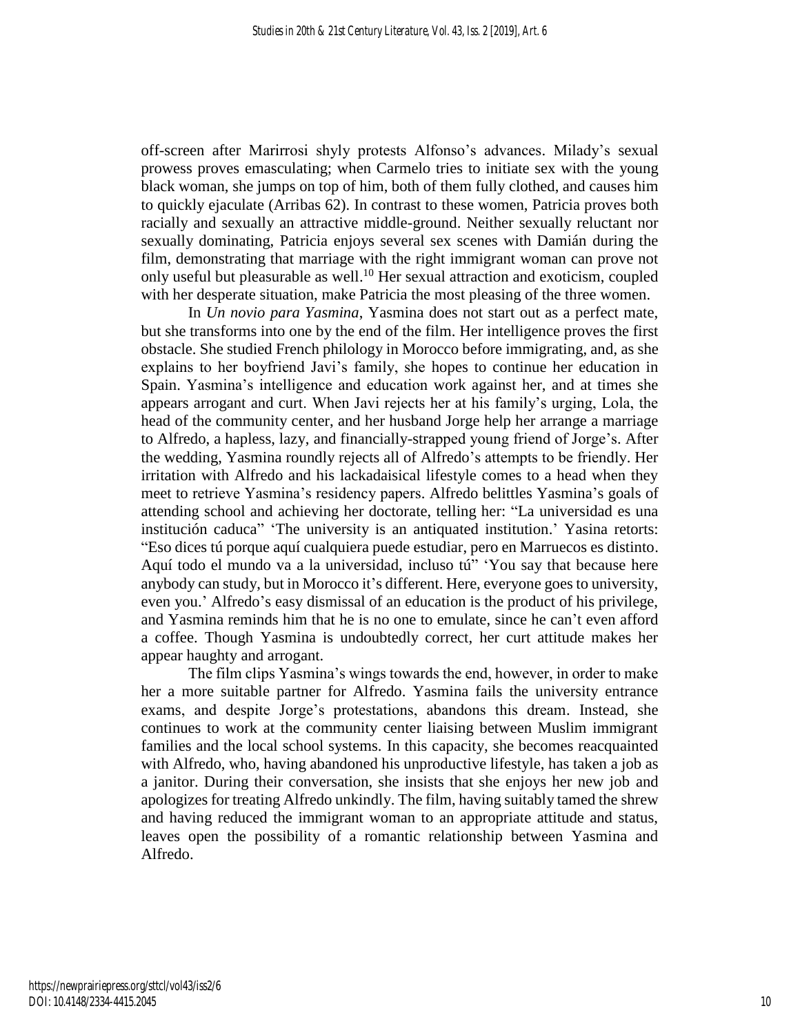off-screen after Marirrosi shyly protests Alfonso's advances. Milady's sexual prowess proves emasculating; when Carmelo tries to initiate sex with the young black woman, she jumps on top of him, both of them fully clothed, and causes him to quickly ejaculate (Arribas 62). In contrast to these women, Patricia proves both racially and sexually an attractive middle-ground. Neither sexually reluctant nor sexually dominating, Patricia enjoys several sex scenes with Damián during the film, demonstrating that marriage with the right immigrant woman can prove not only useful but pleasurable as well.[10] Her sexual attraction and exoticism, coupled with her desperate situation, make Patricia the most pleasing of the three women.

In *Un novio para Yasmina*, Yasmina does not start out as a perfect mate, but she transforms into one by the end of the film. Her intelligence proves the first obstacle. She studied French philology in Morocco before immigrating, and, as she explains to her boyfriend Javi's family, she hopes to continue her education in Spain. Yasmina's intelligence and education work against her, and at times she appears arrogant and curt. When Javi rejects her at his family's urging, Lola, the head of the community center, and her husband Jorge help her arrange a marriage to Alfredo, a hapless, lazy, and financially-strapped young friend of Jorge's. After the wedding, Yasmina roundly rejects all of Alfredo's attempts to be friendly. Her irritation with Alfredo and his lackadaisical lifestyle comes to a head when they meet to retrieve Yasmina's residency papers. Alfredo belittles Yasmina's goals of attending school and achieving her doctorate, telling her: "La universidad es una institución caduca" 'The university is an antiquated institution.' Yasina retorts: "Eso dices tú porque aquí cualquiera puede estudiar, pero en Marruecos es distinto. Aquí todo el mundo va a la universidad, incluso tú" 'You say that because here anybody can study, but in Morocco it's different. Here, everyone goes to university, even you.' Alfredo's easy dismissal of an education is the product of his privilege, and Yasmina reminds him that he is no one to emulate, since he can't even afford a coffee. Though Yasmina is undoubtedly correct, her curt attitude makes her appear haughty and arrogant.

The film clips Yasmina's wings towards the end, however, in order to make her a more suitable partner for Alfredo. Yasmina fails the university entrance exams, and despite Jorge's protestations, abandons this dream. Instead, she continues to work at the community center liaising between Muslim immigrant families and the local school systems. In this capacity, she becomes reacquainted with Alfredo, who, having abandoned his unproductive lifestyle, has taken a job as a janitor. During their conversation, she insists that she enjoys her new job and apologizes for treating Alfredo unkindly. The film, having suitably tamed the shrew and having reduced the immigrant woman to an appropriate attitude and status, leaves open the possibility of a romantic relationship between Yasmina and Alfredo.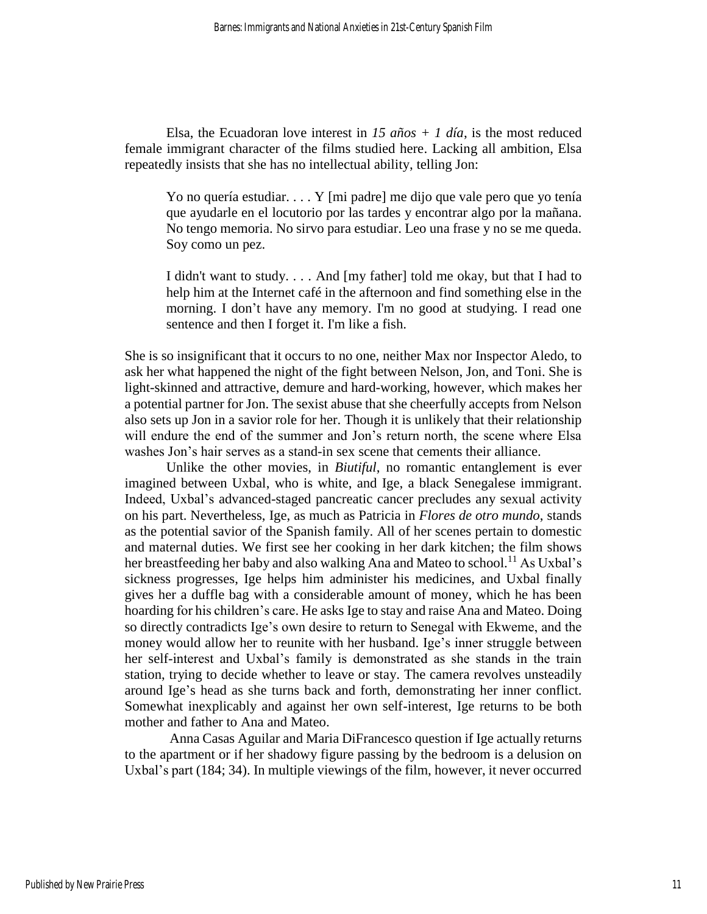Elsa, the Ecuadoran love interest in *15 años + 1 día*, is the most reduced female immigrant character of the films studied here. Lacking all ambition, Elsa repeatedly insists that she has no intellectual ability, telling Jon:

> Yo no quería estudiar. . . . Y [mi padre] me dijo que vale pero que yo tenía que ayudarle en el locutorio por las tardes y encontrar algo por la mañana. No tengo memoria. No sirvo para estudiar. Leo una frase y no se me queda. Soy como un pez.
>
> I didn't want to study. . . . And [my father] told me okay, but that I had to help him at the Internet café in the afternoon and find something else in the morning. I don't have any memory. I'm no good at studying. I read one sentence and then I forget it. I'm like a fish.

She is so insignificant that it occurs to no one, neither Max nor Inspector Aledo, to ask her what happened the night of the fight between Nelson, Jon, and Toni. She is light-skinned and attractive, demure and hard-working, however, which makes her a potential partner for Jon. The sexist abuse that she cheerfully accepts from Nelson also sets up Jon in a savior role for her. Though it is unlikely that their relationship will endure the end of the summer and Jon's return north, the scene where Elsa washes Jon's hair serves as a stand-in sex scene that cements their alliance.

Unlike the other movies, in *Biutiful*, no romantic entanglement is ever imagined between Uxbal, who is white, and Ige, a black Senegalese immigrant. Indeed, Uxbal's advanced-staged pancreatic cancer precludes any sexual activity on his part. Nevertheless, Ige, as much as Patricia in *Flores de otro mundo*, stands as the potential savior of the Spanish family. All of her scenes pertain to domestic and maternal duties. We first see her cooking in her dark kitchen; the film shows her breastfeeding her baby and also walking Ana and Mateo to school.[11] As Uxbal's sickness progresses, Ige helps him administer his medicines, and Uxbal finally gives her a duffle bag with a considerable amount of money, which he has been hoarding for his children's care. He asks Ige to stay and raise Ana and Mateo. Doing so directly contradicts Ige's own desire to return to Senegal with Ekweme, and the money would allow her to reunite with her husband. Ige's inner struggle between her self-interest and Uxbal's family is demonstrated as she stands in the train station, trying to decide whether to leave or stay. The camera revolves unsteadily around Ige's head as she turns back and forth, demonstrating her inner conflict. Somewhat inexplicably and against her own self-interest, Ige returns to be both mother and father to Ana and Mateo.

Anna Casas Aguilar and Maria DiFrancesco question if Ige actually returns to the apartment or if her shadowy figure passing by the bedroom is a delusion on Uxbal's part (184; 34). In multiple viewings of the film, however, it never occurred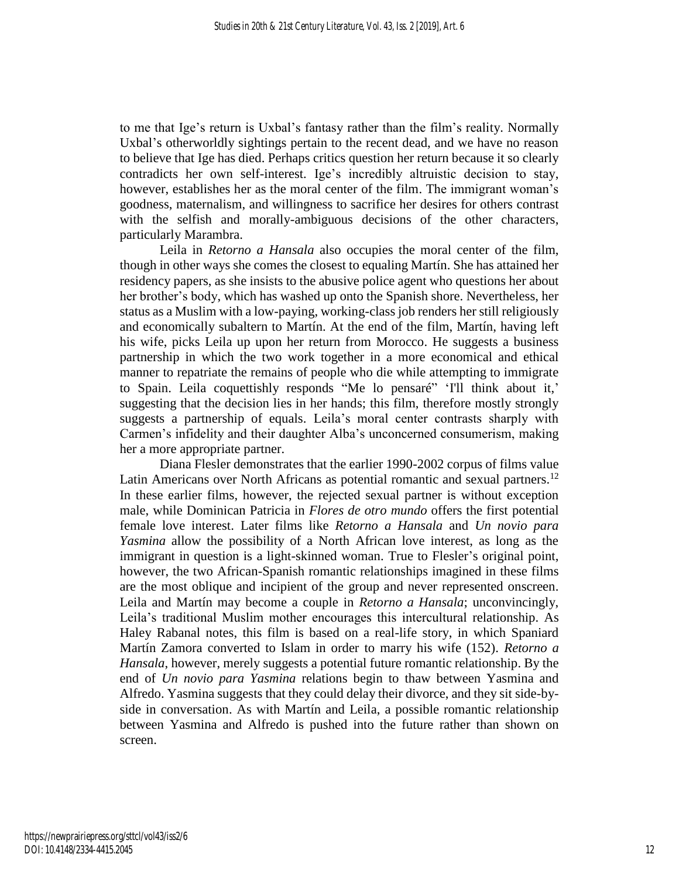to me that Ige's return is Uxbal's fantasy rather than the film's reality. Normally Uxbal's otherworldly sightings pertain to the recent dead, and we have no reason to believe that Ige has died. Perhaps critics question her return because it so clearly contradicts her own self-interest. Ige's incredibly altruistic decision to stay, however, establishes her as the moral center of the film. The immigrant woman's goodness, maternalism, and willingness to sacrifice her desires for others contrast with the selfish and morally-ambiguous decisions of the other characters, particularly Marambra.

Leila in *Retorno a Hansala* also occupies the moral center of the film, though in other ways she comes the closest to equaling Martín. She has attained her residency papers, as she insists to the abusive police agent who questions her about her brother's body, which has washed up onto the Spanish shore. Nevertheless, her status as a Muslim with a low-paying, working-class job renders her still religiously and economically subaltern to Martín. At the end of the film, Martín, having left his wife, picks Leila up upon her return from Morocco. He suggests a business partnership in which the two work together in a more economical and ethical manner to repatriate the remains of people who die while attempting to immigrate to Spain. Leila coquettishly responds "Me lo pensaré" 'I'll think about it,' suggesting that the decision lies in her hands; this film, therefore mostly strongly suggests a partnership of equals. Leila's moral center contrasts sharply with Carmen's infidelity and their daughter Alba's unconcerned consumerism, making her a more appropriate partner.

Diana Flesler demonstrates that the earlier 1990-2002 corpus of films value Latin Americans over North Africans as potential romantic and sexual partners.[12] In these earlier films, however, the rejected sexual partner is without exception male, while Dominican Patricia in *Flores de otro mundo* offers the first potential female love interest. Later films like *Retorno a Hansala* and *Un novio para Yasmina* allow the possibility of a North African love interest, as long as the immigrant in question is a light-skinned woman. True to Flesler's original point, however, the two African-Spanish romantic relationships imagined in these films are the most oblique and incipient of the group and never represented onscreen. Leila and Martín may become a couple in *Retorno a Hansala*; unconvincingly, Leila's traditional Muslim mother encourages this intercultural relationship. As Haley Rabanal notes, this film is based on a real-life story, in which Spaniard Martín Zamora converted to Islam in order to marry his wife (152). *Retorno a Hansala*, however, merely suggests a potential future romantic relationship. By the end of *Un novio para Yasmina* relations begin to thaw between Yasmina and Alfredo. Yasmina suggests that they could delay their divorce, and they sit side-by-side in conversation. As with Martín and Leila, a possible romantic relationship between Yasmina and Alfredo is pushed into the future rather than shown on screen.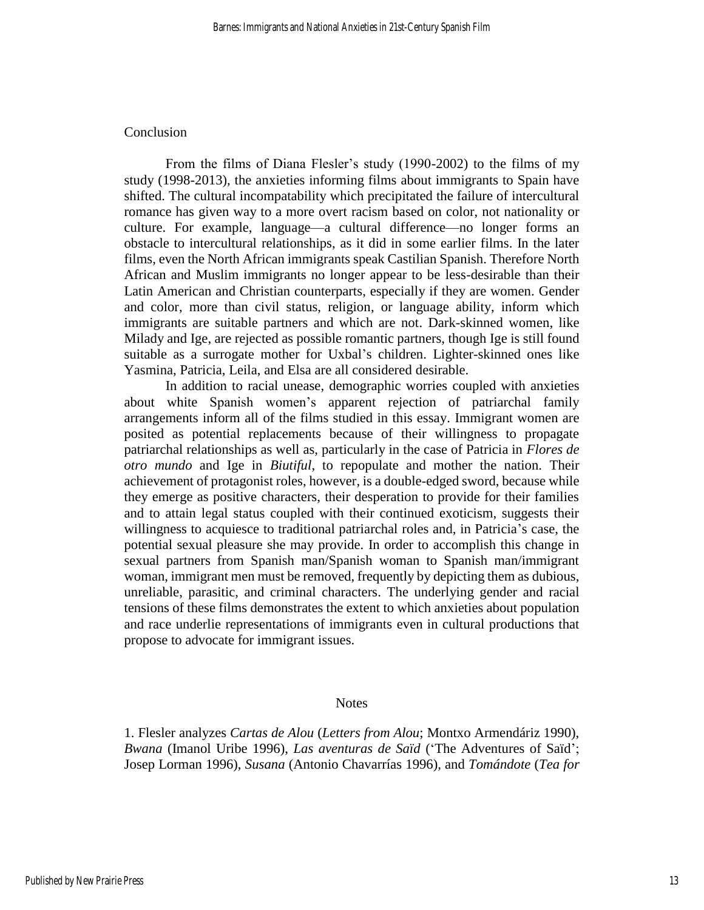## Conclusion

From the films of Diana Flesler's study (1990-2002) to the films of my study (1998-2013), the anxieties informing films about immigrants to Spain have shifted. The cultural incompatability which precipitated the failure of intercultural romance has given way to a more overt racism based on color, not nationality or culture. For example, language—a cultural difference—no longer forms an obstacle to intercultural relationships, as it did in some earlier films. In the later films, even the North African immigrants speak Castilian Spanish. Therefore North African and Muslim immigrants no longer appear to be less-desirable than their Latin American and Christian counterparts, especially if they are women. Gender and color, more than civil status, religion, or language ability, inform which immigrants are suitable partners and which are not. Dark-skinned women, like Milady and Ige, are rejected as possible romantic partners, though Ige is still found suitable as a surrogate mother for Uxbal's children. Lighter-skinned ones like Yasmina, Patricia, Leila, and Elsa are all considered desirable.

In addition to racial unease, demographic worries coupled with anxieties about white Spanish women's apparent rejection of patriarchal family arrangements inform all of the films studied in this essay. Immigrant women are posited as potential replacements because of their willingness to propagate patriarchal relationships as well as, particularly in the case of Patricia in *Flores de otro mundo* and Ige in *Biutiful*, to repopulate and mother the nation. Their achievement of protagonist roles, however, is a double-edged sword, because while they emerge as positive characters, their desperation to provide for their families and to attain legal status coupled with their continued exoticism, suggests their willingness to acquiesce to traditional patriarchal roles and, in Patricia's case, the potential sexual pleasure she may provide. In order to accomplish this change in sexual partners from Spanish man/Spanish woman to Spanish man/immigrant woman, immigrant men must be removed, frequently by depicting them as dubious, unreliable, parasitic, and criminal characters. The underlying gender and racial tensions of these films demonstrates the extent to which anxieties about population and race underlie representations of immigrants even in cultural productions that propose to advocate for immigrant issues.

## Notes

1. Flesler analyzes *Cartas de Alou* (*Letters from Alou*; Montxo Armendáriz 1990), *Bwana* (Imanol Uribe 1996), *Las aventuras de Saïd* ('The Adventures of Saïd'; Josep Lorman 1996), *Susana* (Antonio Chavarrías 1996), and *Tomándote* (*Tea for*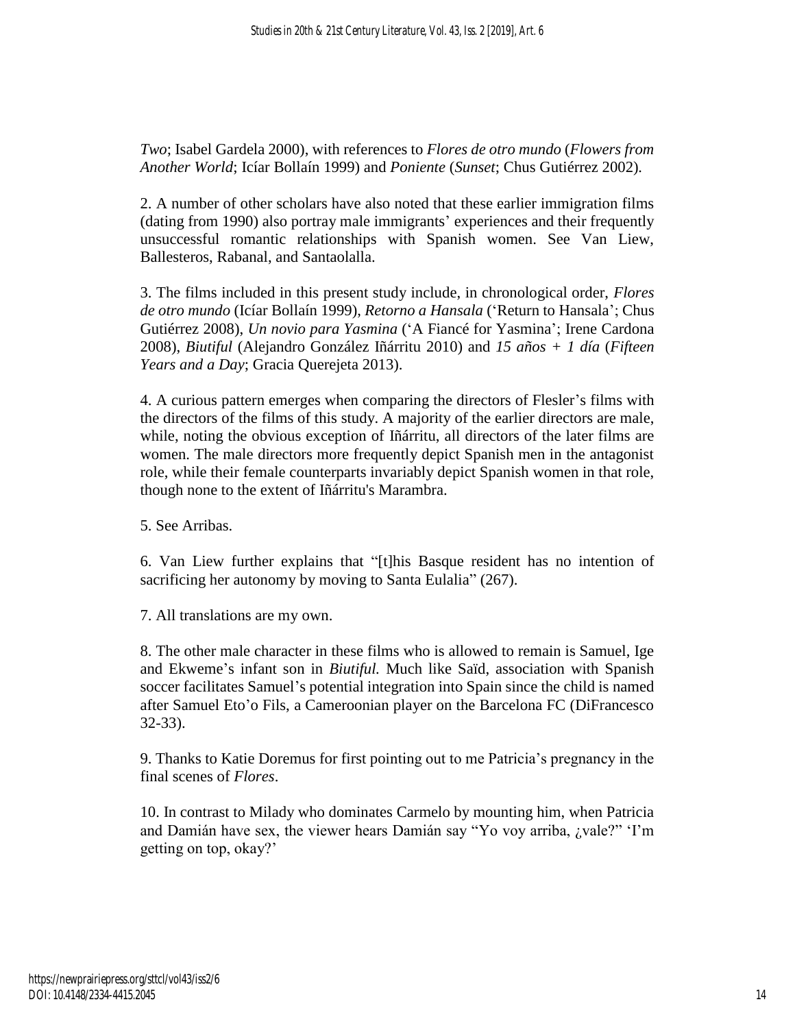*Two*; Isabel Gardela 2000), with references to *Flores de otro mundo* (*Flowers from Another World*; Icíar Bollaín 1999) and *Poniente* (*Sunset*; Chus Gutiérrez 2002).

2. A number of other scholars have also noted that these earlier immigration films (dating from 1990) also portray male immigrants' experiences and their frequently unsuccessful romantic relationships with Spanish women. See Van Liew, Ballesteros, Rabanal, and Santaolalla.

3. The films included in this present study include, in chronological order, *Flores de otro mundo* (Icíar Bollaín 1999), *Retorno a Hansala* ('Return to Hansala'; Chus Gutiérrez 2008), *Un novio para Yasmina* ('A Fiancé for Yasmina'; Irene Cardona 2008), *Biutiful* (Alejandro González Iñárritu 2010) and *15 años + 1 día* (*Fifteen Years and a Day*; Gracia Querejeta 2013).

4. A curious pattern emerges when comparing the directors of Flesler's films with the directors of the films of this study. A majority of the earlier directors are male, while, noting the obvious exception of Iñárritu, all directors of the later films are women. The male directors more frequently depict Spanish men in the antagonist role, while their female counterparts invariably depict Spanish women in that role, though none to the extent of Iñárritu's Marambra.

5. See Arribas.

6. Van Liew further explains that "[t]his Basque resident has no intention of sacrificing her autonomy by moving to Santa Eulalia" (267).

7. All translations are my own.

8. The other male character in these films who is allowed to remain is Samuel, Ige and Ekweme's infant son in *Biutiful.* Much like Saïd, association with Spanish soccer facilitates Samuel's potential integration into Spain since the child is named after Samuel Eto'o Fils, a Cameroonian player on the Barcelona FC (DiFrancesco 32-33).

9. Thanks to Katie Doremus for first pointing out to me Patricia's pregnancy in the final scenes of *Flores*.

10. In contrast to Milady who dominates Carmelo by mounting him, when Patricia and Damián have sex, the viewer hears Damián say "Yo voy arriba, ¿vale?" 'I'm getting on top, okay?'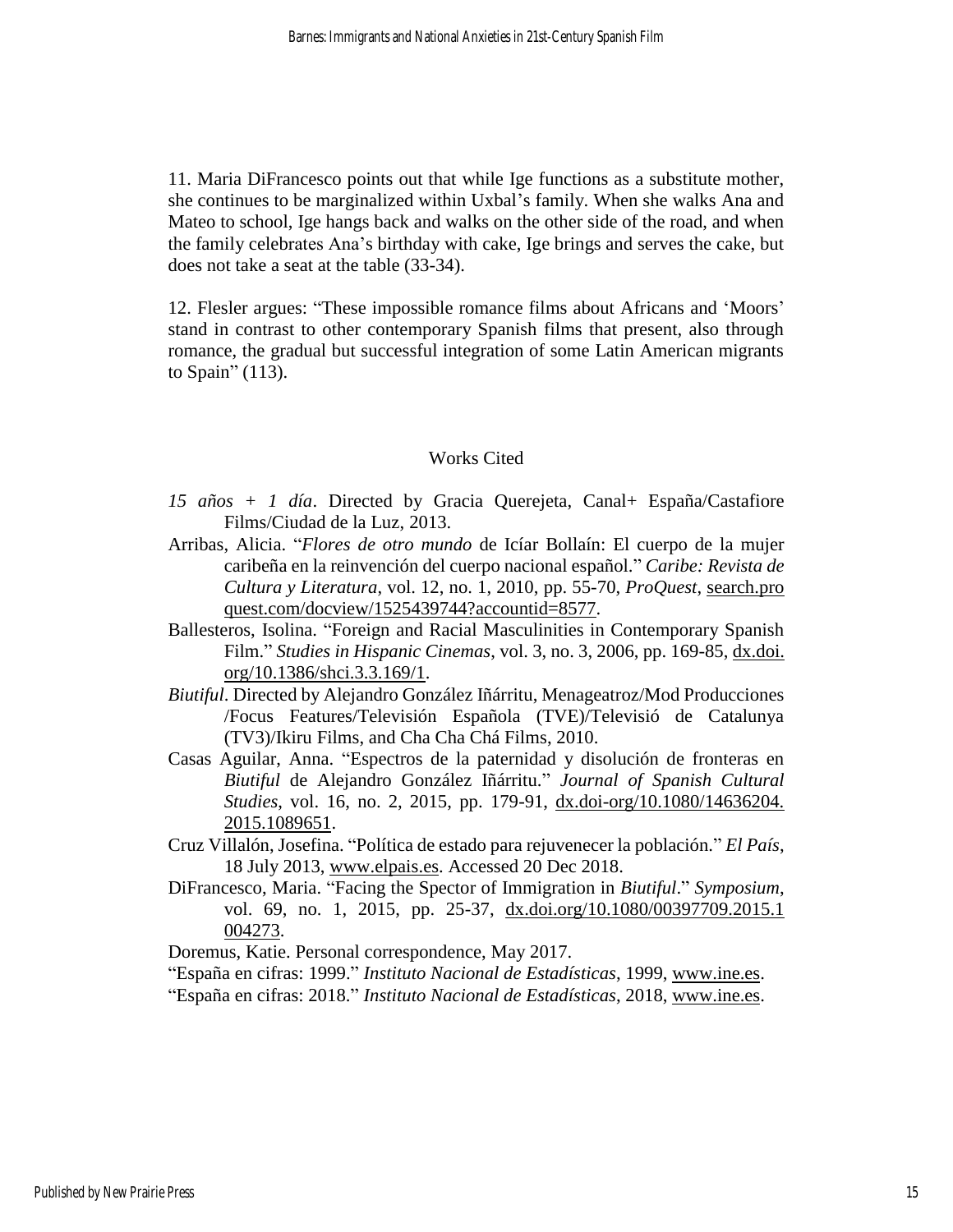11. Maria DiFrancesco points out that while Ige functions as a substitute mother, she continues to be marginalized within Uxbal's family. When she walks Ana and Mateo to school, Ige hangs back and walks on the other side of the road, and when the family celebrates Ana's birthday with cake, Ige brings and serves the cake, but does not take a seat at the table (33-34).

12. Flesler argues: "These impossible romance films about Africans and 'Moors' stand in contrast to other contemporary Spanish films that present, also through romance, the gradual but successful integration of some Latin American migrants to Spain" (113).

## Works Cited

*15 años + 1 día*. Directed by Gracia Querejeta, Canal+ España/Castafiore Films/Ciudad de la Luz, 2013.

Arribas, Alicia. "*Flores de otro mundo* de Icíar Bollaín: El cuerpo de la mujer caribeña en la reinvención del cuerpo nacional español." *Caribe: Revista de Cultura y Literatura*, vol. 12, no. 1, 2010, pp. 55-70, *ProQuest*, search.proquest.com/docview/1525439744?accountid=8577.

Ballesteros, Isolina. "Foreign and Racial Masculinities in Contemporary Spanish Film." *Studies in Hispanic Cinemas*, vol. 3, no. 3, 2006, pp. 169-85, dx.doi.org/10.1386/shci.3.3.169/1.

*Biutiful*. Directed by Alejandro González Iñárritu, Menageatroz/Mod Producciones /Focus Features/Televisión Española (TVE)/Televisió de Catalunya (TV3)/Ikiru Films, and Cha Cha Chá Films, 2010.

Casas Aguilar, Anna. "Espectros de la paternidad y disolución de fronteras en *Biutiful* de Alejandro González Iñárritu." *Journal of Spanish Cultural Studies*, vol. 16, no. 2, 2015, pp. 179-91, dx.doi-org/10.1080/14636204.2015.1089651.

Cruz Villalón, Josefina. "Política de estado para rejuvenecer la población." *El País*, 18 July 2013, www.elpais.es. Accessed 20 Dec 2018.

DiFrancesco, Maria. "Facing the Spector of Immigration in *Biutiful*." *Symposium*, vol. 69, no. 1, 2015, pp. 25-37, dx.doi.org/10.1080/00397709.2015.1004273.

Doremus, Katie. Personal correspondence, May 2017.

"España en cifras: 1999." *Instituto Nacional de Estadísticas*, 1999, www.ine.es.

"España en cifras: 2018." *Instituto Nacional de Estadísticas*, 2018, www.ine.es.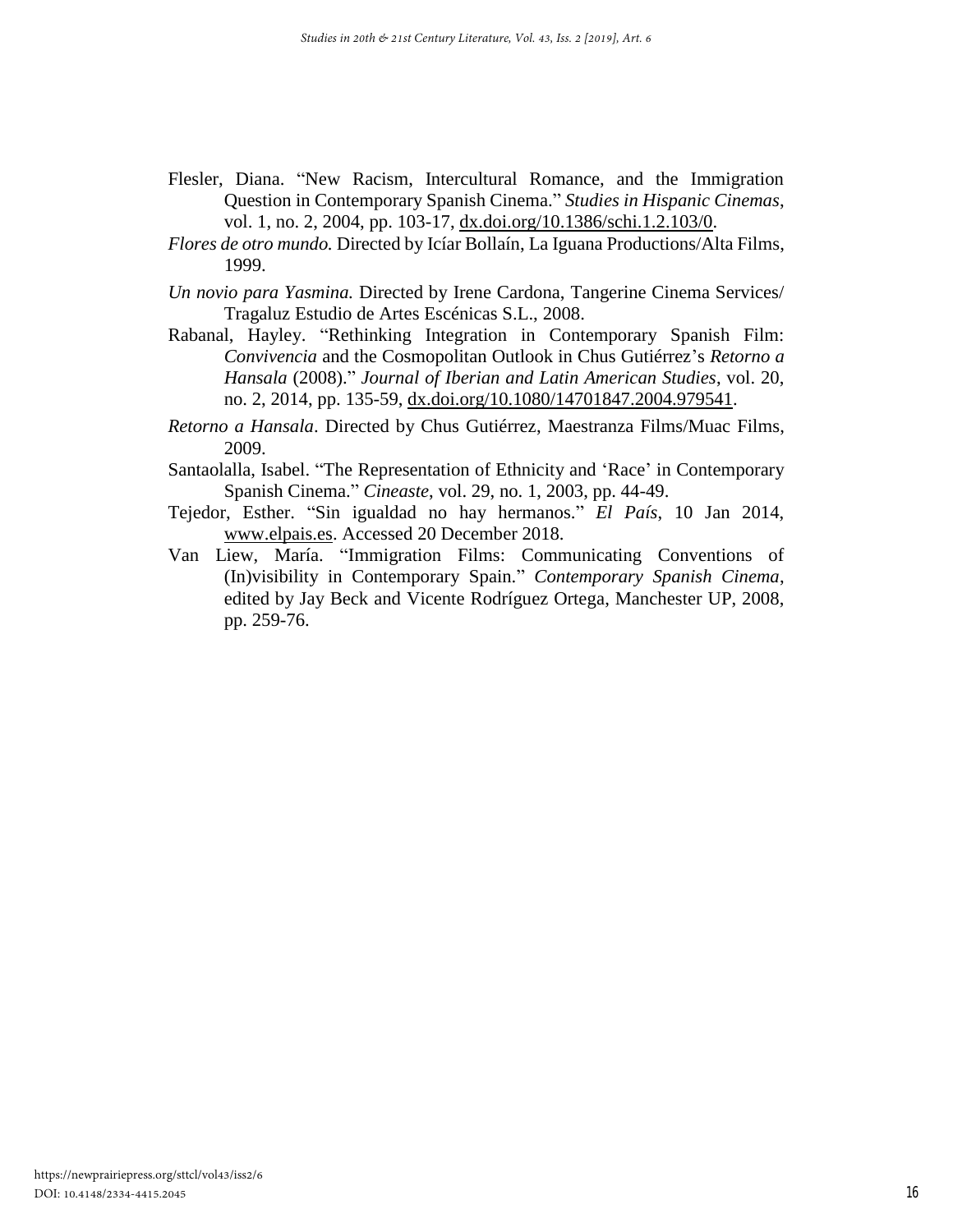Flesler, Diana. "New Racism, Intercultural Romance, and the Immigration Question in Contemporary Spanish Cinema." *Studies in Hispanic Cinemas*, vol. 1, no. 2, 2004, pp. 103-17, dx.doi.org/10.1386/schi.1.2.103/0.

*Flores de otro mundo.* Directed by Icíar Bollaín, La Iguana Productions/Alta Films, 1999.

*Un novio para Yasmina.* Directed by Irene Cardona, Tangerine Cinema Services/ Tragaluz Estudio de Artes Escénicas S.L., 2008.

Rabanal, Hayley. "Rethinking Integration in Contemporary Spanish Film: *Convivencia* and the Cosmopolitan Outlook in Chus Gutiérrez's *Retorno a Hansala* (2008)." *Journal of Iberian and Latin American Studies*, vol. 20, no. 2, 2014, pp. 135-59, dx.doi.org/10.1080/14701847.2004.979541.

*Retorno a Hansala*. Directed by Chus Gutiérrez, Maestranza Films/Muac Films, 2009.

Santaolalla, Isabel. "The Representation of Ethnicity and 'Race' in Contemporary Spanish Cinema." *Cineaste*, vol. 29, no. 1, 2003, pp. 44-49.

Tejedor, Esther. "Sin igualdad no hay hermanos." *El País*, 10 Jan 2014, www.elpais.es. Accessed 20 December 2018.

Van Liew, María. "Immigration Films: Communicating Conventions of (In)visibility in Contemporary Spain." *Contemporary Spanish Cinema*, edited by Jay Beck and Vicente Rodríguez Ortega, Manchester UP, 2008, pp. 259-76.